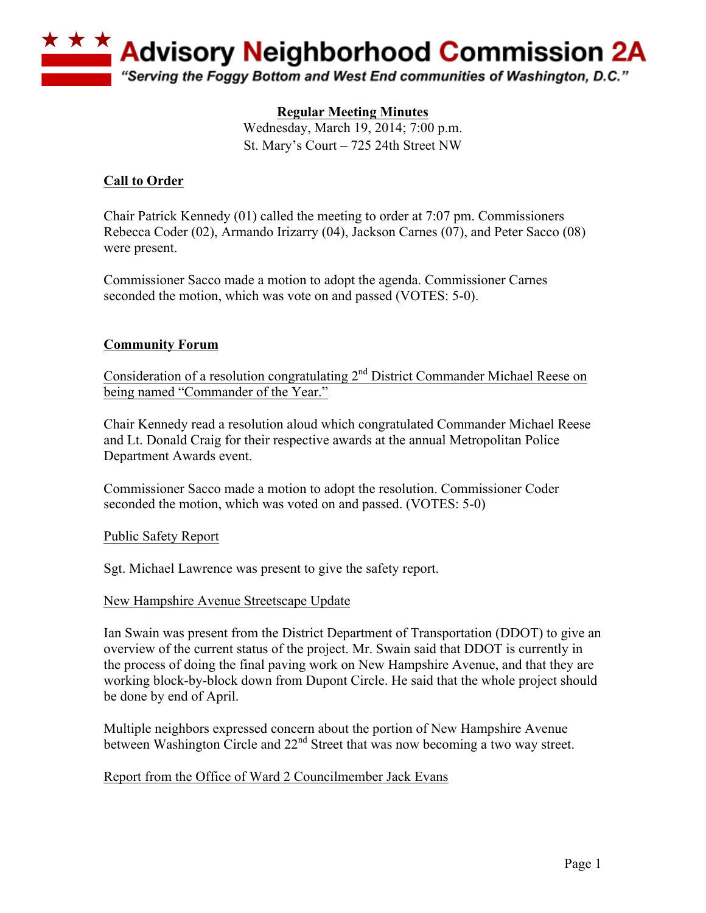# Advisory Neighborhood Commission 2A

*"Serving the Foggy Bottom and West End communities of Washington, D.C."*

**Regular Meeting Minutes**

Wednesday, March 19, 2014; 7:00 p.m.
St. Mary's Court – 725 24th Street NW

## Call to Order

Chair Patrick Kennedy (01) called the meeting to order at 7:07 pm. Commissioners Rebecca Coder (02), Armando Irizarry (04), Jackson Carnes (07), and Peter Sacco (08) were present.

Commissioner Sacco made a motion to adopt the agenda. Commissioner Carnes seconded the motion, which was vote on and passed (VOTES: 5-0).

## Community Forum

### Consideration of a resolution congratulating 2nd District Commander Michael Reese on being named "Commander of the Year."

Chair Kennedy read a resolution aloud which congratulated Commander Michael Reese and Lt. Donald Craig for their respective awards at the annual Metropolitan Police Department Awards event.

Commissioner Sacco made a motion to adopt the resolution. Commissioner Coder seconded the motion, which was voted on and passed. (VOTES: 5-0)

### Public Safety Report

Sgt. Michael Lawrence was present to give the safety report.

### New Hampshire Avenue Streetscape Update

Ian Swain was present from the District Department of Transportation (DDOT) to give an overview of the current status of the project. Mr. Swain said that DDOT is currently in the process of doing the final paving work on New Hampshire Avenue, and that they are working block-by-block down from Dupont Circle. He said that the whole project should be done by end of April.

Multiple neighbors expressed concern about the portion of New Hampshire Avenue between Washington Circle and 22nd Street that was now becoming a two way street.

### Report from the Office of Ward 2 Councilmember Jack Evans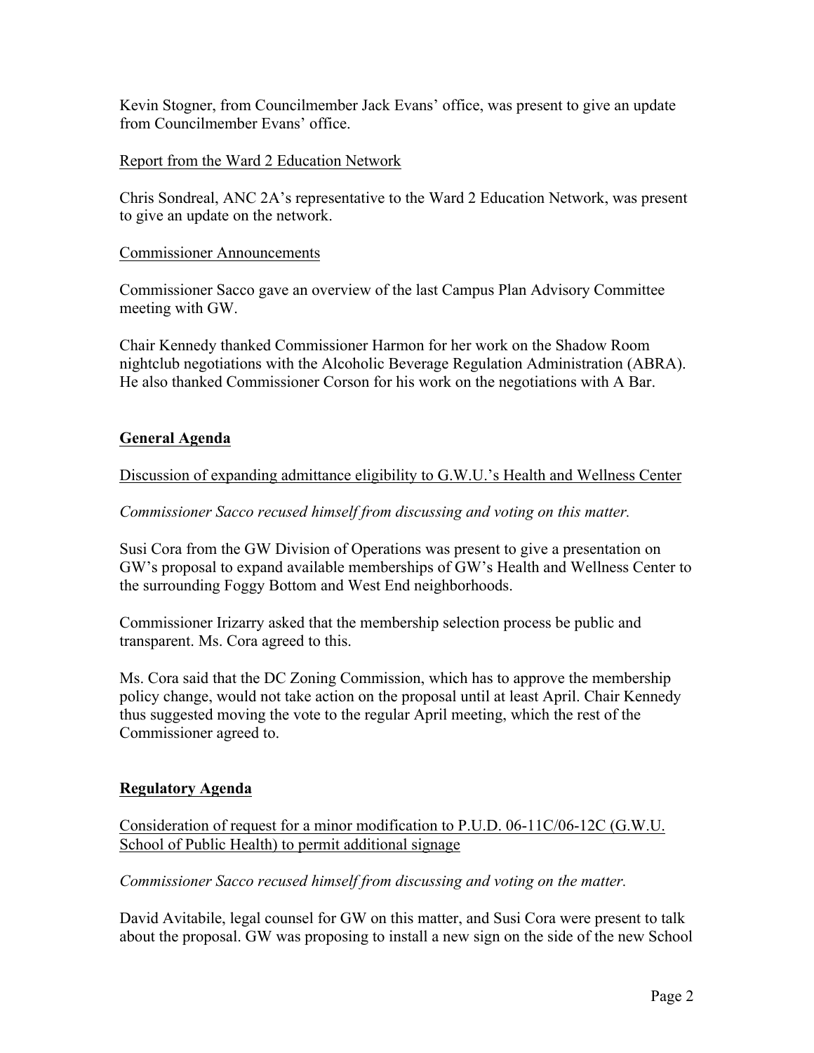Kevin Stogner, from Councilmember Jack Evans' office, was present to give an update from Councilmember Evans' office.

Report from the Ward 2 Education Network

Chris Sondreal, ANC 2A's representative to the Ward 2 Education Network, was present to give an update on the network.

Commissioner Announcements

Commissioner Sacco gave an overview of the last Campus Plan Advisory Committee meeting with GW.

Chair Kennedy thanked Commissioner Harmon for her work on the Shadow Room nightclub negotiations with the Alcoholic Beverage Regulation Administration (ABRA). He also thanked Commissioner Corson for his work on the negotiations with A Bar.

## General Agenda

Discussion of expanding admittance eligibility to G.W.U.'s Health and Wellness Center

*Commissioner Sacco recused himself from discussing and voting on this matter.*

Susi Cora from the GW Division of Operations was present to give a presentation on GW's proposal to expand available memberships of GW's Health and Wellness Center to the surrounding Foggy Bottom and West End neighborhoods.

Commissioner Irizarry asked that the membership selection process be public and transparent. Ms. Cora agreed to this.

Ms. Cora said that the DC Zoning Commission, which has to approve the membership policy change, would not take action on the proposal until at least April. Chair Kennedy thus suggested moving the vote to the regular April meeting, which the rest of the Commissioner agreed to.

## Regulatory Agenda

Consideration of request for a minor modification to P.U.D. 06-11C/06-12C (G.W.U. School of Public Health) to permit additional signage

*Commissioner Sacco recused himself from discussing and voting on the matter.*

David Avitabile, legal counsel for GW on this matter, and Susi Cora were present to talk about the proposal. GW was proposing to install a new sign on the side of the new School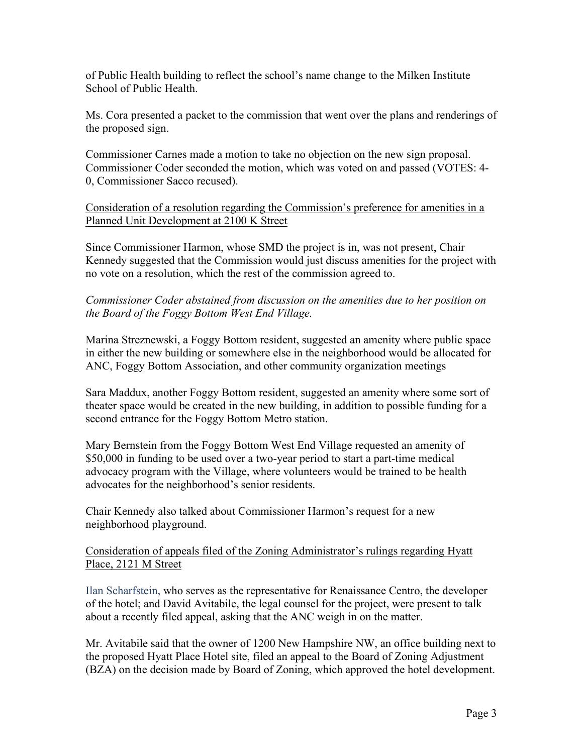of Public Health building to reflect the school's name change to the Milken Institute School of Public Health.

Ms. Cora presented a packet to the commission that went over the plans and renderings of the proposed sign.

Commissioner Carnes made a motion to take no objection on the new sign proposal. Commissioner Coder seconded the motion, which was voted on and passed (VOTES: 4-0, Commissioner Sacco recused).

Consideration of a resolution regarding the Commission's preference for amenities in a Planned Unit Development at 2100 K Street

Since Commissioner Harmon, whose SMD the project is in, was not present, Chair Kennedy suggested that the Commission would just discuss amenities for the project with no vote on a resolution, which the rest of the commission agreed to.

*Commissioner Coder abstained from discussion on the amenities due to her position on the Board of the Foggy Bottom West End Village.*

Marina Streznewski, a Foggy Bottom resident, suggested an amenity where public space in either the new building or somewhere else in the neighborhood would be allocated for ANC, Foggy Bottom Association, and other community organization meetings

Sara Maddux, another Foggy Bottom resident, suggested an amenity where some sort of theater space would be created in the new building, in addition to possible funding for a second entrance for the Foggy Bottom Metro station.

Mary Bernstein from the Foggy Bottom West End Village requested an amenity of $50,000 in funding to be used over a two-year period to start a part-time medical advocacy program with the Village, where volunteers would be trained to be health advocates for the neighborhood's senior residents.

Chair Kennedy also talked about Commissioner Harmon's request for a new neighborhood playground.

Consideration of appeals filed of the Zoning Administrator's rulings regarding Hyatt Place, 2121 M Street

Ilan Scharfstein, who serves as the representative for Renaissance Centro, the developer of the hotel; and David Avitabile, the legal counsel for the project, were present to talk about a recently filed appeal, asking that the ANC weigh in on the matter.

Mr. Avitabile said that the owner of 1200 New Hampshire NW, an office building next to the proposed Hyatt Place Hotel site, filed an appeal to the Board of Zoning Adjustment (BZA) on the decision made by Board of Zoning, which approved the hotel development.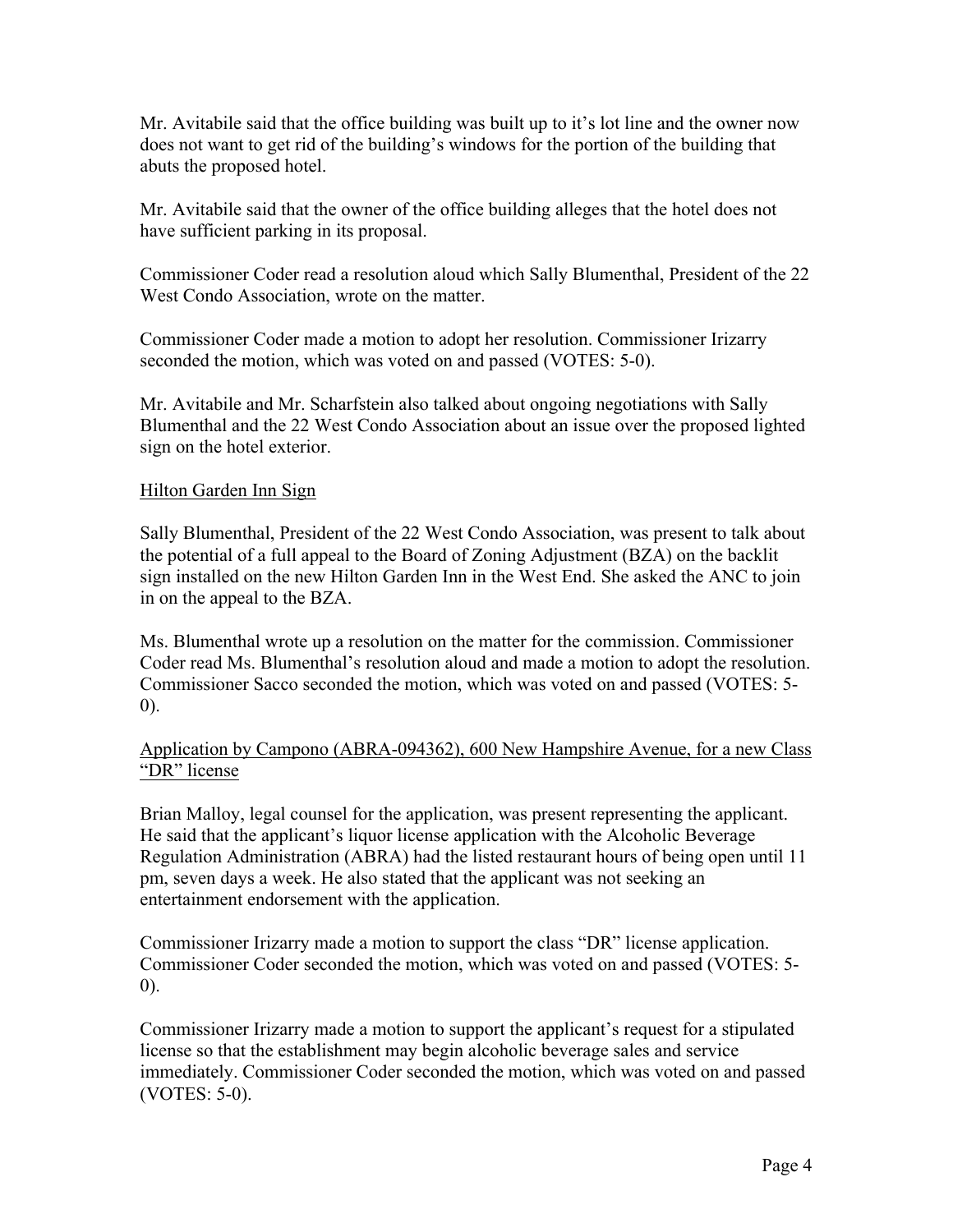Mr. Avitabile said that the office building was built up to it's lot line and the owner now does not want to get rid of the building's windows for the portion of the building that abuts the proposed hotel.

Mr. Avitabile said that the owner of the office building alleges that the hotel does not have sufficient parking in its proposal.

Commissioner Coder read a resolution aloud which Sally Blumenthal, President of the 22 West Condo Association, wrote on the matter.

Commissioner Coder made a motion to adopt her resolution. Commissioner Irizarry seconded the motion, which was voted on and passed (VOTES: 5-0).

Mr. Avitabile and Mr. Scharfstein also talked about ongoing negotiations with Sally Blumenthal and the 22 West Condo Association about an issue over the proposed lighted sign on the hotel exterior.

<u>Hilton Garden Inn Sign</u>

Sally Blumenthal, President of the 22 West Condo Association, was present to talk about the potential of a full appeal to the Board of Zoning Adjustment (BZA) on the backlit sign installed on the new Hilton Garden Inn in the West End. She asked the ANC to join in on the appeal to the BZA.

Ms. Blumenthal wrote up a resolution on the matter for the commission. Commissioner Coder read Ms. Blumenthal's resolution aloud and made a motion to adopt the resolution. Commissioner Sacco seconded the motion, which was voted on and passed (VOTES: 5-0).

<u>Application by Campono (ABRA-094362), 600 New Hampshire Avenue, for a new Class "DR" license</u>

Brian Malloy, legal counsel for the application, was present representing the applicant. He said that the applicant's liquor license application with the Alcoholic Beverage Regulation Administration (ABRA) had the listed restaurant hours of being open until 11 pm, seven days a week. He also stated that the applicant was not seeking an entertainment endorsement with the application.

Commissioner Irizarry made a motion to support the class "DR" license application. Commissioner Coder seconded the motion, which was voted on and passed (VOTES: 5-0).

Commissioner Irizarry made a motion to support the applicant's request for a stipulated license so that the establishment may begin alcoholic beverage sales and service immediately. Commissioner Coder seconded the motion, which was voted on and passed (VOTES: 5-0).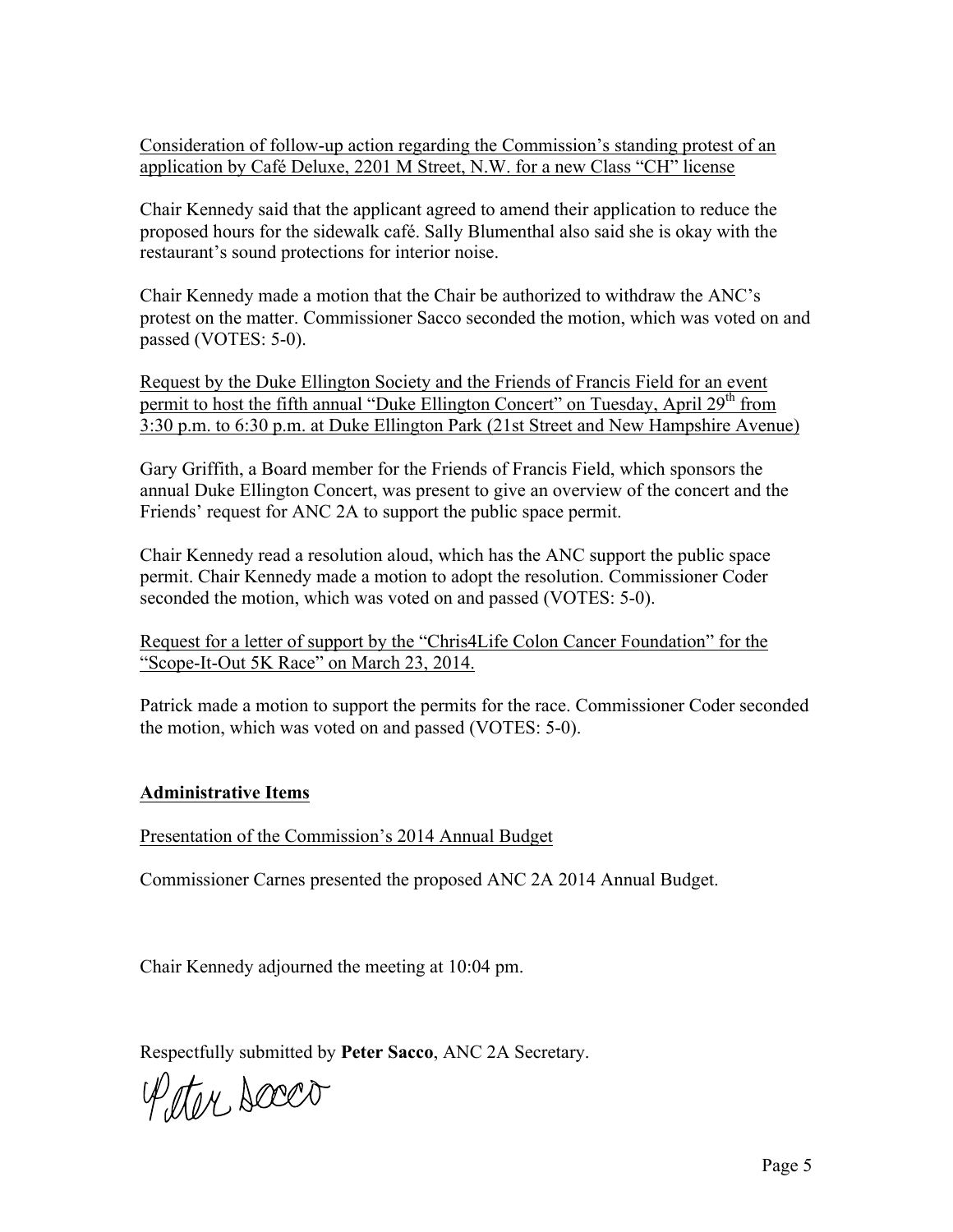<u>Consideration of follow-up action regarding the Commission's standing protest of an application by Café Deluxe, 2201 M Street, N.W. for a new Class "CH" license</u>

Chair Kennedy said that the applicant agreed to amend their application to reduce the proposed hours for the sidewalk café. Sally Blumenthal also said she is okay with the restaurant's sound protections for interior noise.

Chair Kennedy made a motion that the Chair be authorized to withdraw the ANC's protest on the matter. Commissioner Sacco seconded the motion, which was voted on and passed (VOTES: 5-0).

<u>Request by the Duke Ellington Society and the Friends of Francis Field for an event permit to host the fifth annual "Duke Ellington Concert" on Tuesday, April 29th from 3:30 p.m. to 6:30 p.m. at Duke Ellington Park (21st Street and New Hampshire Avenue)</u>

Gary Griffith, a Board member for the Friends of Francis Field, which sponsors the annual Duke Ellington Concert, was present to give an overview of the concert and the Friends' request for ANC 2A to support the public space permit.

Chair Kennedy read a resolution aloud, which has the ANC support the public space permit. Chair Kennedy made a motion to adopt the resolution. Commissioner Coder seconded the motion, which was voted on and passed (VOTES: 5-0).

<u>Request for a letter of support by the "Chris4Life Colon Cancer Foundation" for the "Scope-It-Out 5K Race" on March 23, 2014.</u>

Patrick made a motion to support the permits for the race. Commissioner Coder seconded the motion, which was voted on and passed (VOTES: 5-0).

## **Administrative Items**

<u>Presentation of the Commission's 2014 Annual Budget</u>

Commissioner Carnes presented the proposed ANC 2A 2014 Annual Budget.

Chair Kennedy adjourned the meeting at 10:04 pm.

Respectfully submitted by **Peter Sacco**, ANC 2A Secretary.

Peter Sacco